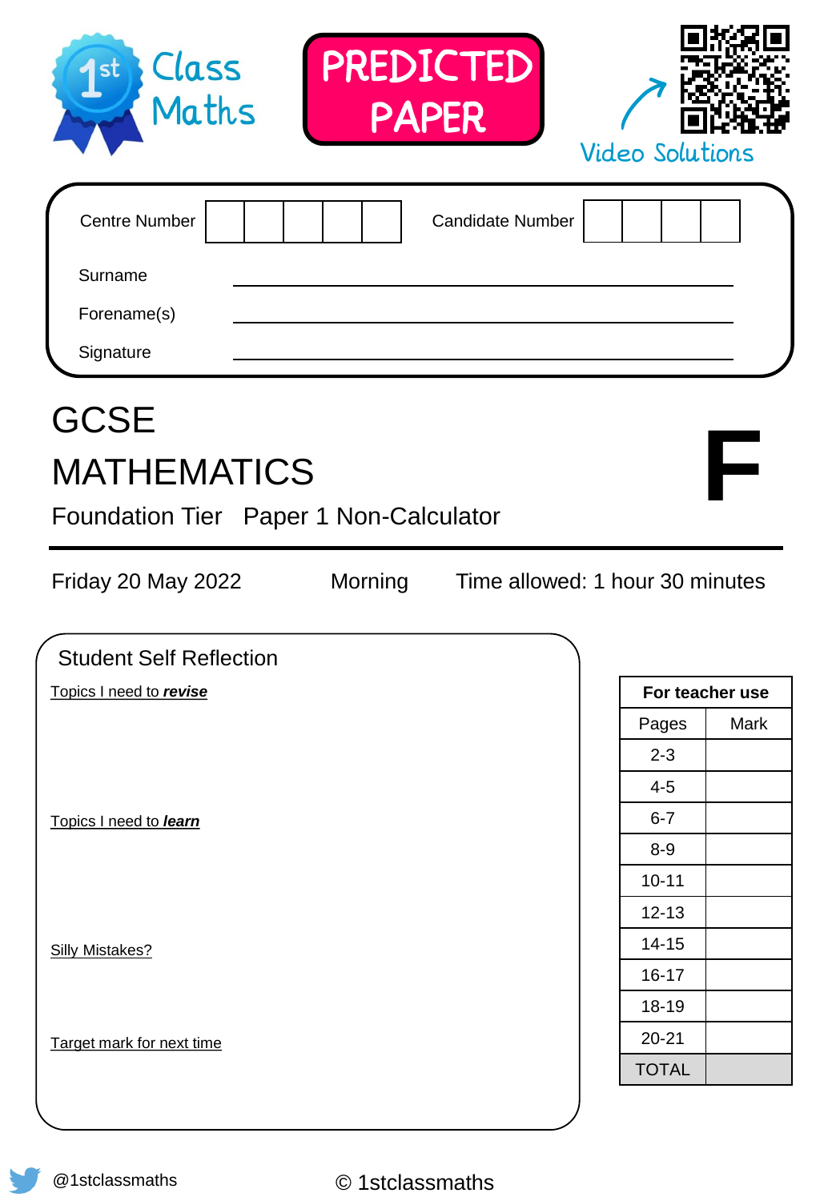1st Class Maths

**PREDICTED PAPER**

Video Solutions

| Centre Number | | | | | | Candidate Number | | | | |
|---|---|---|---|---|---|---|---|---|---|---|

Surname ______________________________

Forename(s) ______________________________

Signature ______________________________

# GCSE
# MATHEMATICS

**F**

## Foundation Tier Paper 1 Non-Calculator

Friday 20 May 2022 Morning Time allowed: 1 hour 30 minutes

### Student Self Reflection

Topics I need to ***revise***

Topics I need to ***learn***

Silly Mistakes?

Target mark for next time

| For teacher use | |
|---|---|
| Pages | Mark |
| 2-3 | |
| 4-5 | |
| 6-7 | |
| 8-9 | |
| 10-11 | |
| 12-13 | |
| 14-15 | |
| 16-17 | |
| 18-19 | |
| 20-21 | |
| TOTAL | |

@1stclassmaths

© 1stclassmaths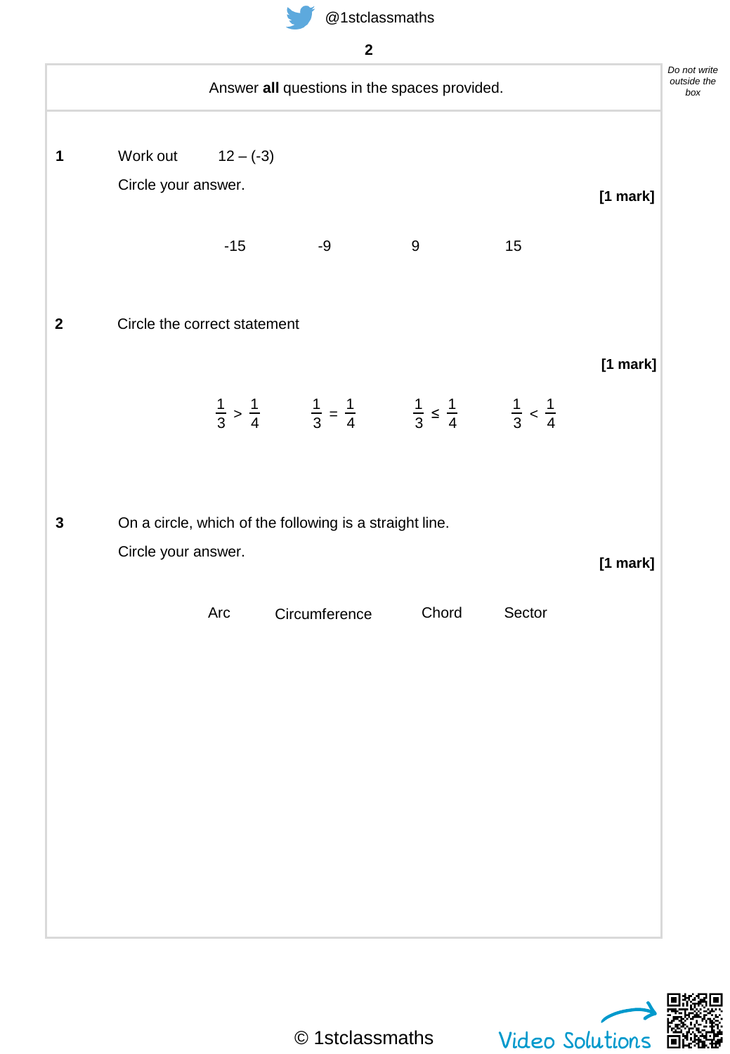Answer **all** questions in the spaces provided.

**1** Work out $12 - (-3)$

Circle your answer.

**[1 mark]**

-15 &nbsp;&nbsp;&nbsp;&nbsp; -9 &nbsp;&nbsp;&nbsp;&nbsp; 9 &nbsp;&nbsp;&nbsp;&nbsp; 15

**2** Circle the correct statement

**[1 mark]**

$\frac{1}{3} > \frac{1}{4}$ &nbsp;&nbsp;&nbsp;&nbsp; $\frac{1}{3} = \frac{1}{4}$ &nbsp;&nbsp;&nbsp;&nbsp; $\frac{1}{3} \leq \frac{1}{4}$ &nbsp;&nbsp;&nbsp;&nbsp; $\frac{1}{3} < \frac{1}{4}$

**3** On a circle, which of the following is a straight line.

Circle your answer.

**[1 mark]**

Arc &nbsp;&nbsp;&nbsp;&nbsp; Circumference &nbsp;&nbsp;&nbsp;&nbsp; Chord &nbsp;&nbsp;&nbsp;&nbsp; Sector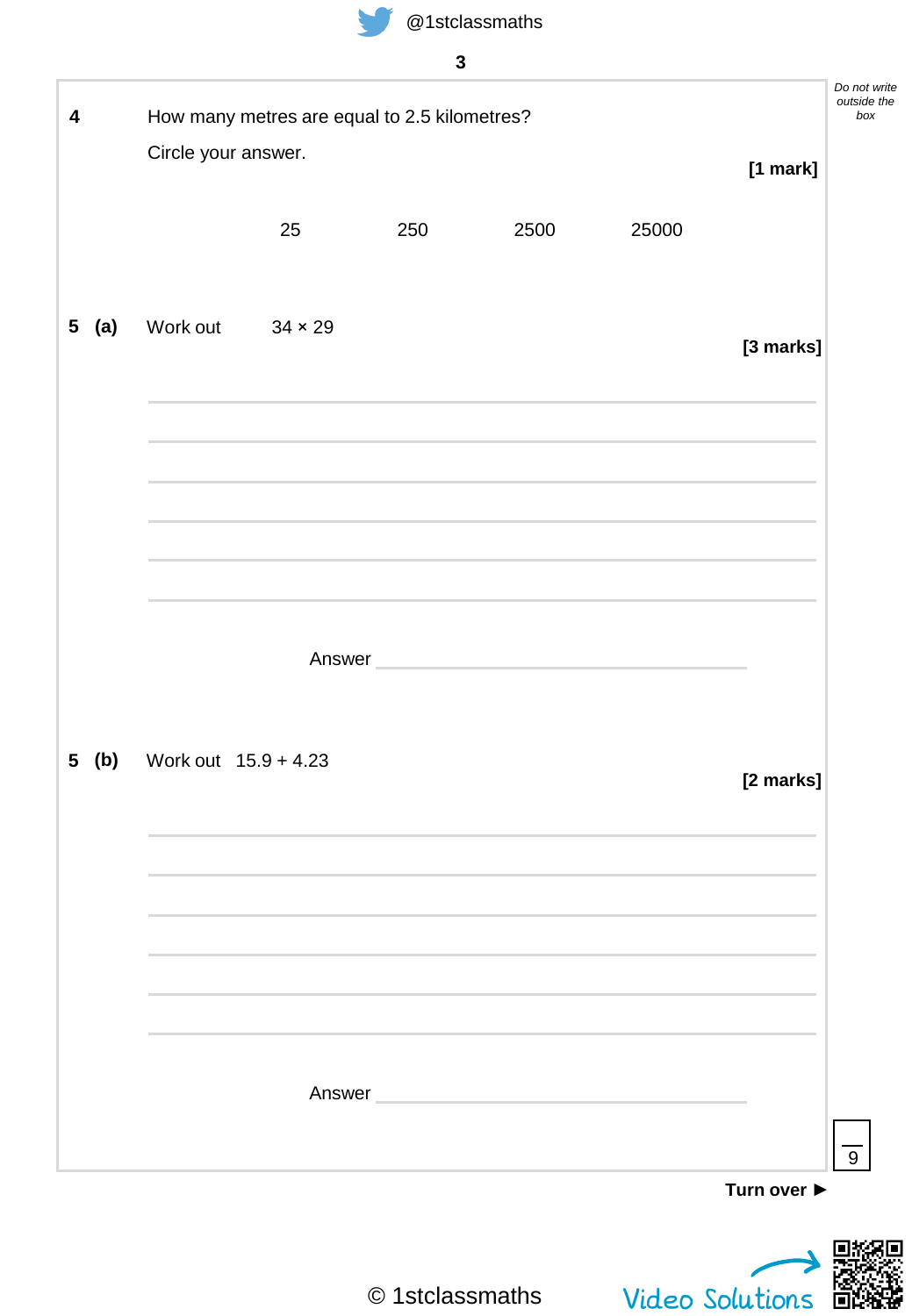**4** How many metres are equal to 2.5 kilometres?

Circle your answer.

**[1 mark]**

25 250 2500 25000

**5 (a)** Work out $34 \times 29$

**[3 marks]**

Answer ______________________

**5 (b)** Work out $15.9 + 4.23$

**[2 marks]**

Answer ______________________

**Turn over ►**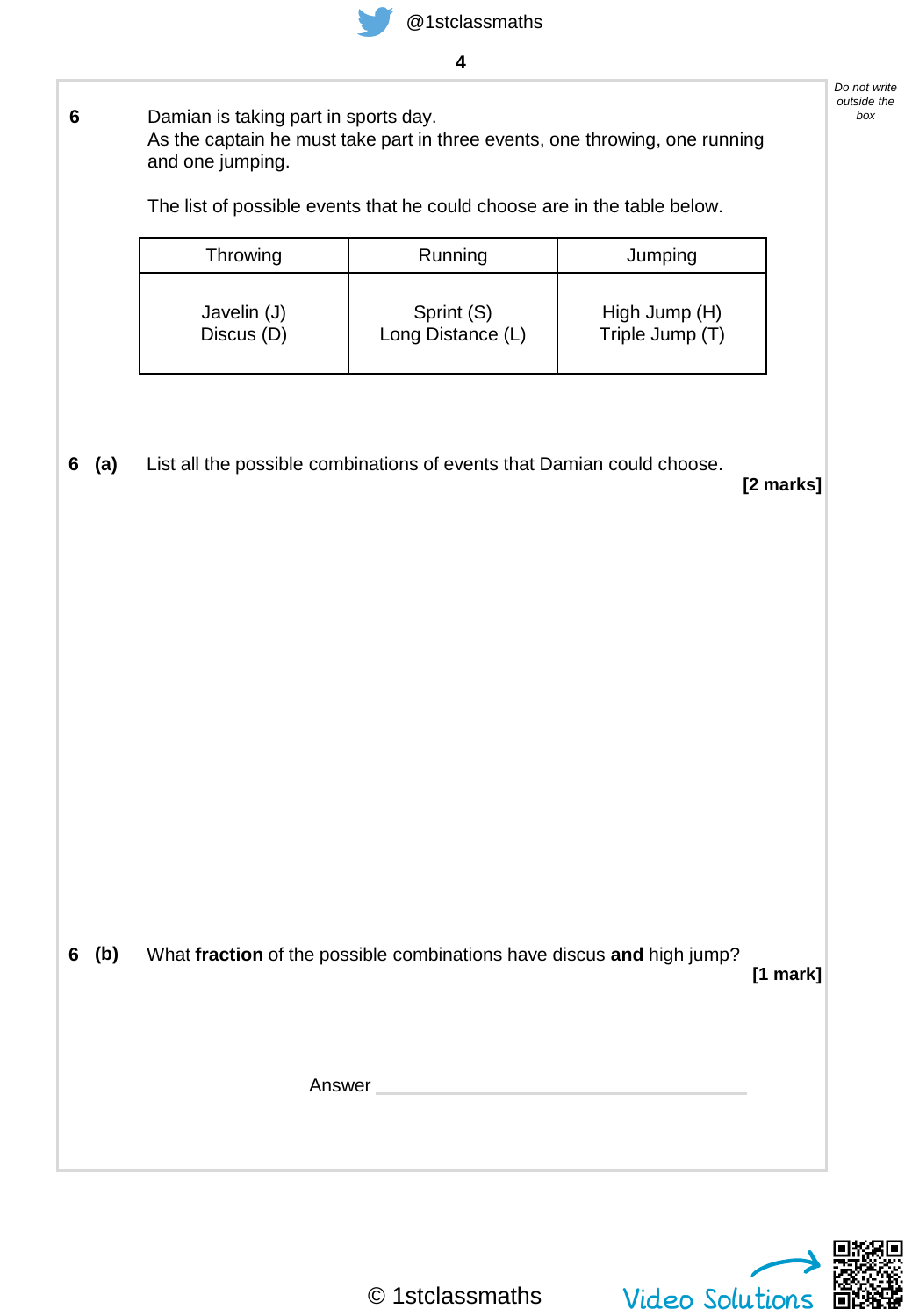**6** Damian is taking part in sports day.
As the captain he must take part in three events, one throwing, one running and one jumping.

The list of possible events that he could choose are in the table below.

| Throwing | Running | Jumping |
|---|---|---|
| Javelin (J)<br>Discus (D) | Sprint (S)<br>Long Distance (L) | High Jump (H)<br>Triple Jump (T) |

**6 (a)** List all the possible combinations of events that Damian could choose.

**[2 marks]**

**6 (b)** What **fraction** of the possible combinations have discus **and** high jump?

**[1 mark]**

Answer ______________________________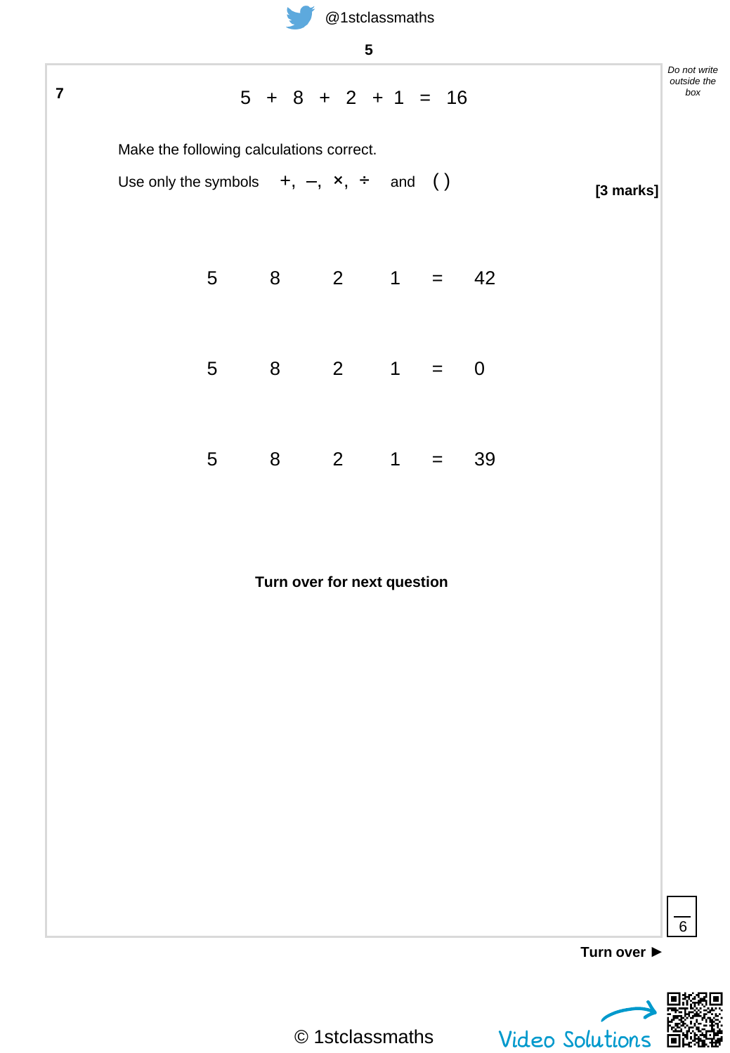**7** $5 + 8 + 2 + 1 = 16$

Make the following calculations correct.

Use only the symbols $+$, $-$, $\times$, $\div$ and $(\ )$

**[3 marks]**

$5 \quad 8 \quad 2 \quad 1 \quad = \quad 42$

$5 \quad 8 \quad 2 \quad 1 \quad = \quad 0$

$5 \quad 8 \quad 2 \quad 1 \quad = \quad 39$

**Turn over for next question**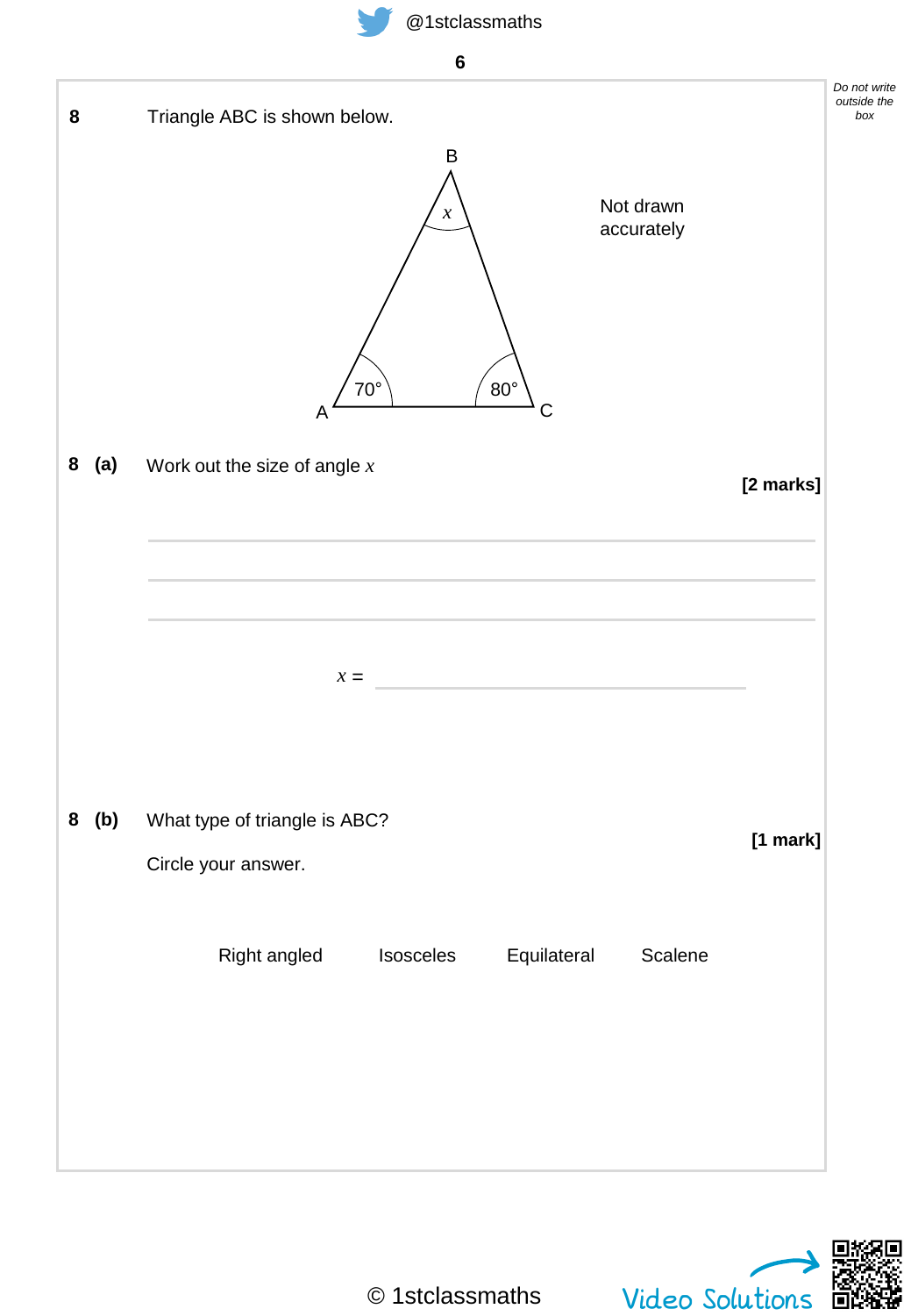**8** Triangle ABC is shown below.

Not drawn accurately

B: $x$, A: 70°, C: 80°

**8 (a)** Work out the size of angle $x$

**[2 marks]**

$x$ = ____________________

**8 (b)** What type of triangle is ABC?

**[1 mark]**

Circle your answer.

Right angled  Isosceles  Equilateral  Scalene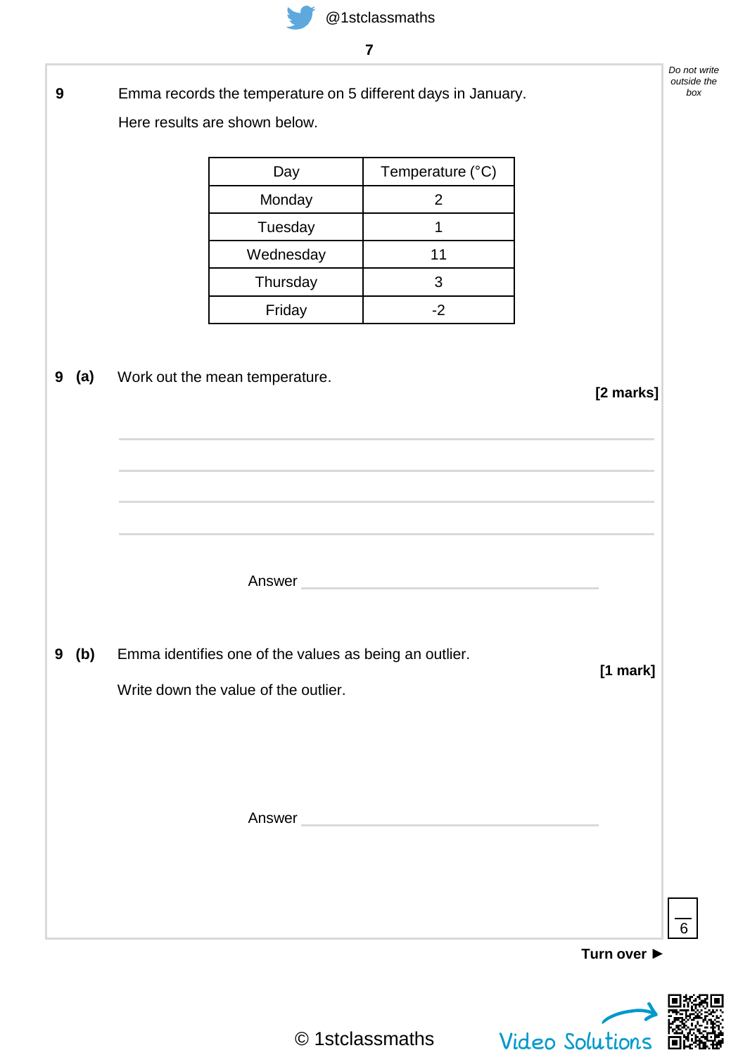**9** Emma records the temperature on 5 different days in January.

Here results are shown below.

| Day | Temperature (°C) |
|---|---|
| Monday | 2 |
| Tuesday | 1 |
| Wednesday | 11 |
| Thursday | 3 |
| Friday | -2 |

**9 (a)** Work out the mean temperature.

**[2 marks]**

Answer ______________________

**9 (b)** Emma identifies one of the values as being an outlier.

**[1 mark]**

Write down the value of the outlier.

Answer ______________________

**Turn over ►**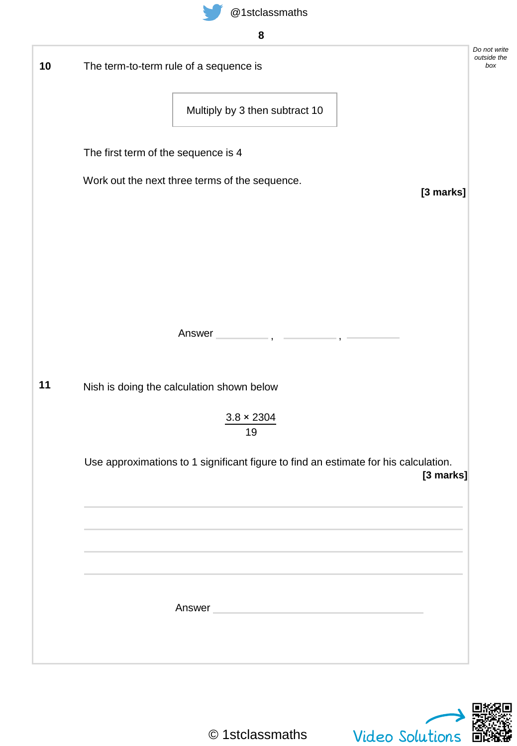Do not write outside the box

**10** The term-to-term rule of a sequence is

| Multiply by 3 then subtract 10 |
|---|

The first term of the sequence is 4

Work out the next three terms of the sequence.

**[3 marks]**

Answer ________ , ________ , ________

**11** Nish is doing the calculation shown below

$$\frac{3.8 \times 2304}{19}$$

Use approximations to 1 significant figure to find an estimate for his calculation.

**[3 marks]**

Answer ____________________

© 1stclassmaths

Video Solutions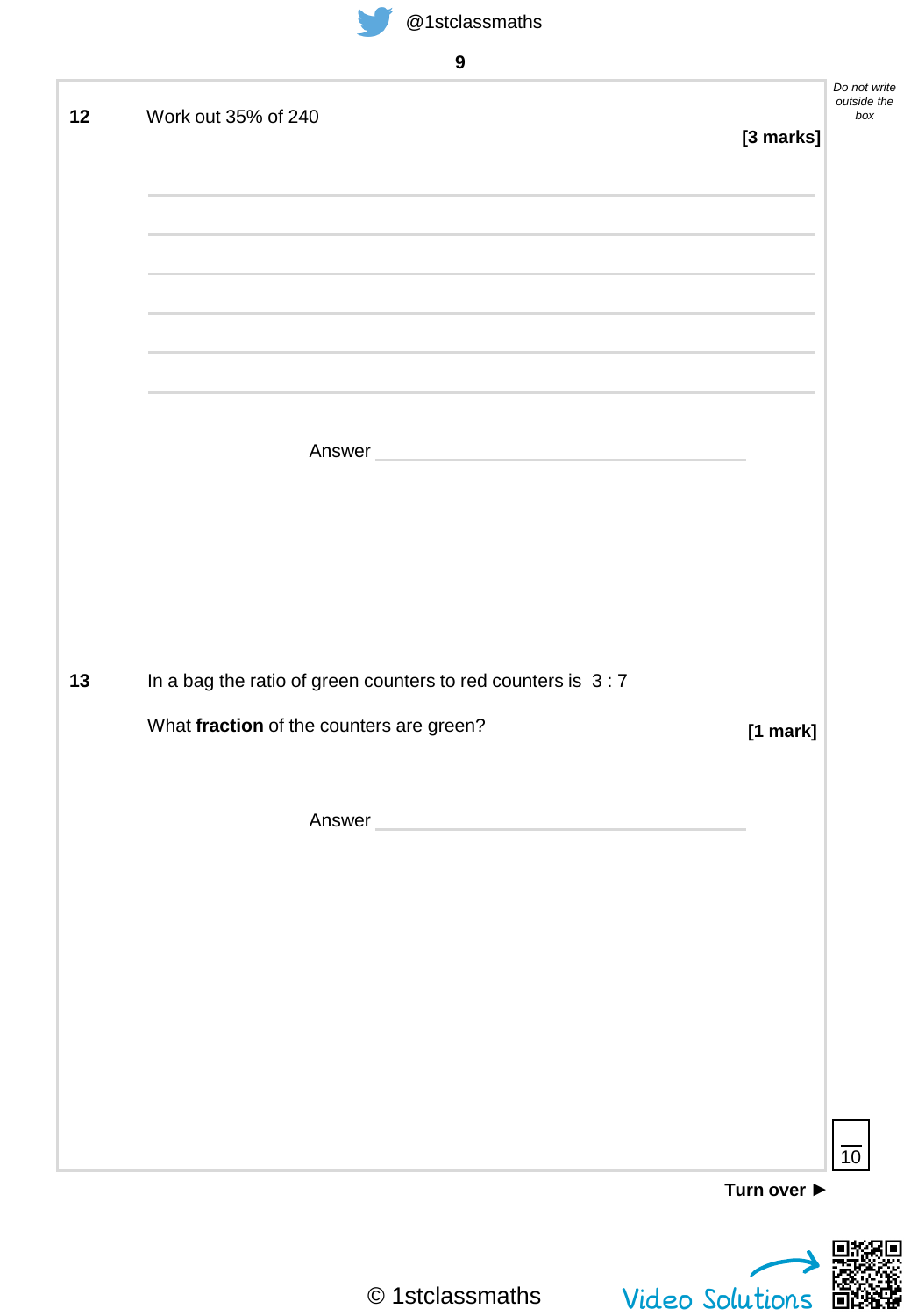**12** Work out 35% of 240

**[3 marks]**

Answer ______________________

**13** In a bag the ratio of green counters to red counters is 3 : 7

What **fraction** of the counters are green?

**[1 mark]**

Answer ______________________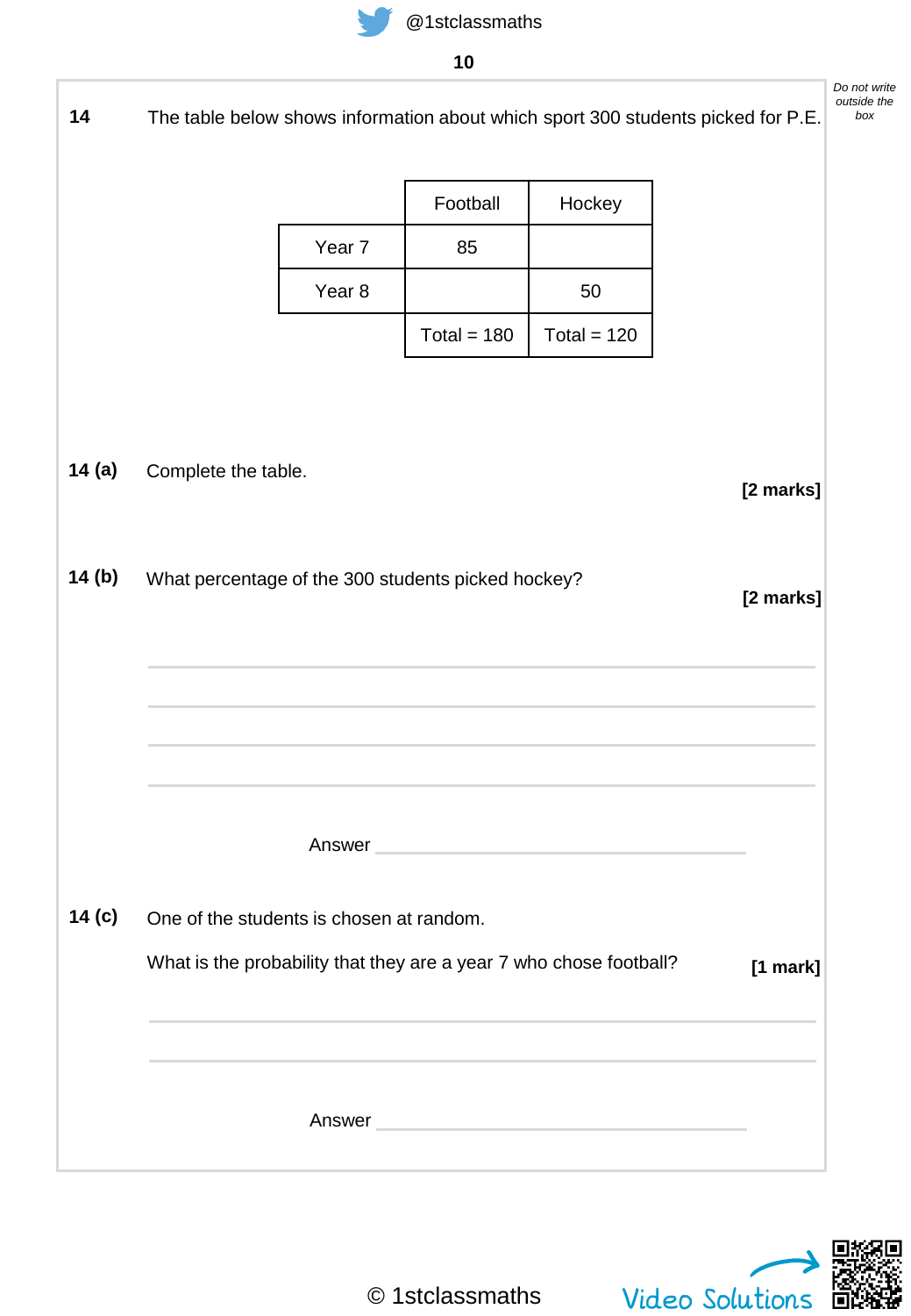**14** The table below shows information about which sport 300 students picked for P.E.

| | Football | Hockey |
|---|---|---|
| Year 7 | 85 | |
| Year 8 | | 50 |
| | Total = 180 | Total = 120 |

**14 (a)** Complete the table.

**[2 marks]**

**14 (b)** What percentage of the 300 students picked hockey?

**[2 marks]**

Answer \_\_\_\_\_\_\_\_\_\_\_\_\_\_\_\_\_\_\_\_\_\_\_\_\_\_\_\_

**14 (c)** One of the students is chosen at random.

What is the probability that they are a year 7 who chose football?

**[1 mark]**

Answer \_\_\_\_\_\_\_\_\_\_\_\_\_\_\_\_\_\_\_\_\_\_\_\_\_\_\_\_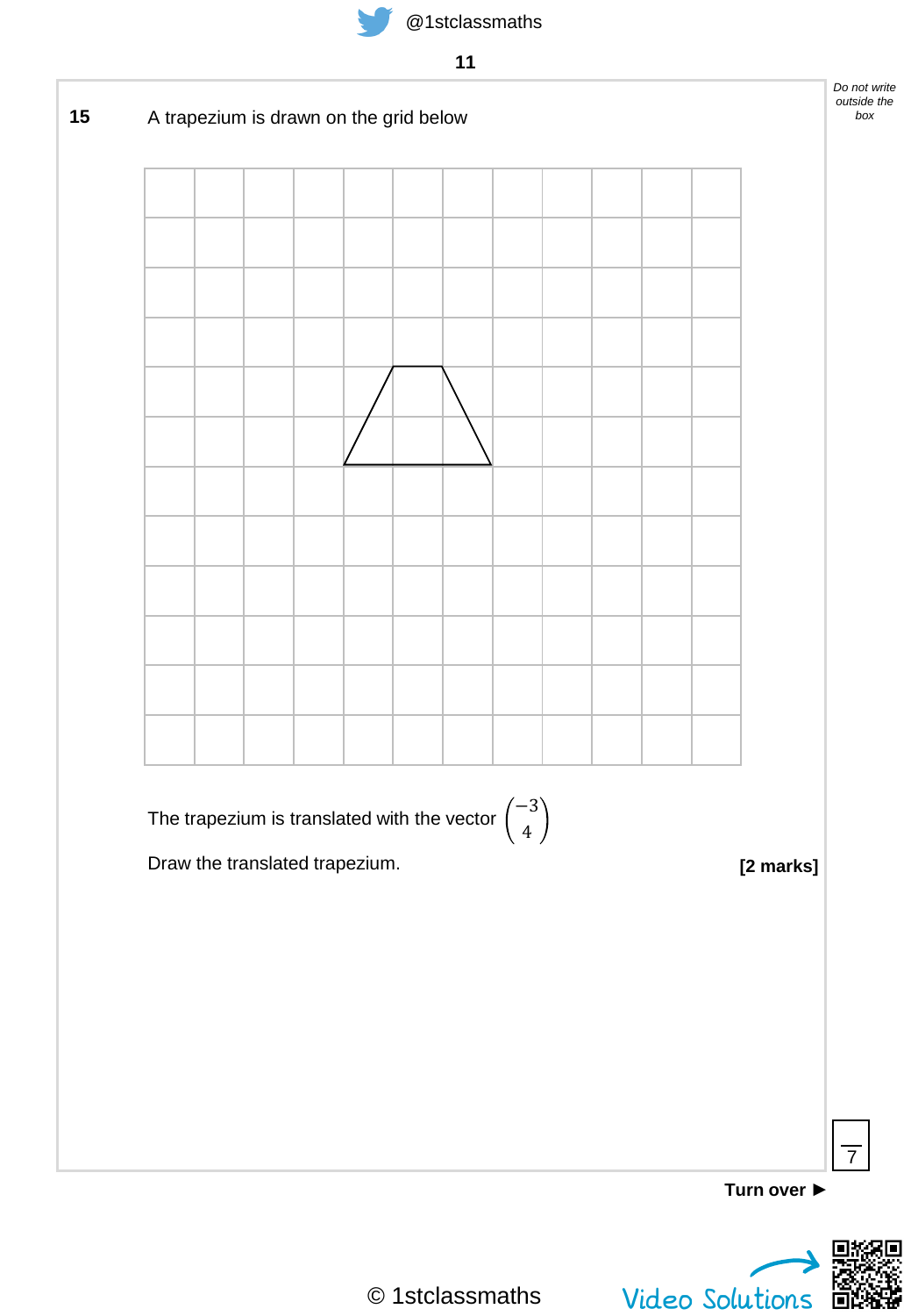**15** A trapezium is drawn on the grid below

The trapezium is translated with the vector $\begin{pmatrix} -3 \\ 4 \end{pmatrix}$

Draw the translated trapezium.

**[2 marks]**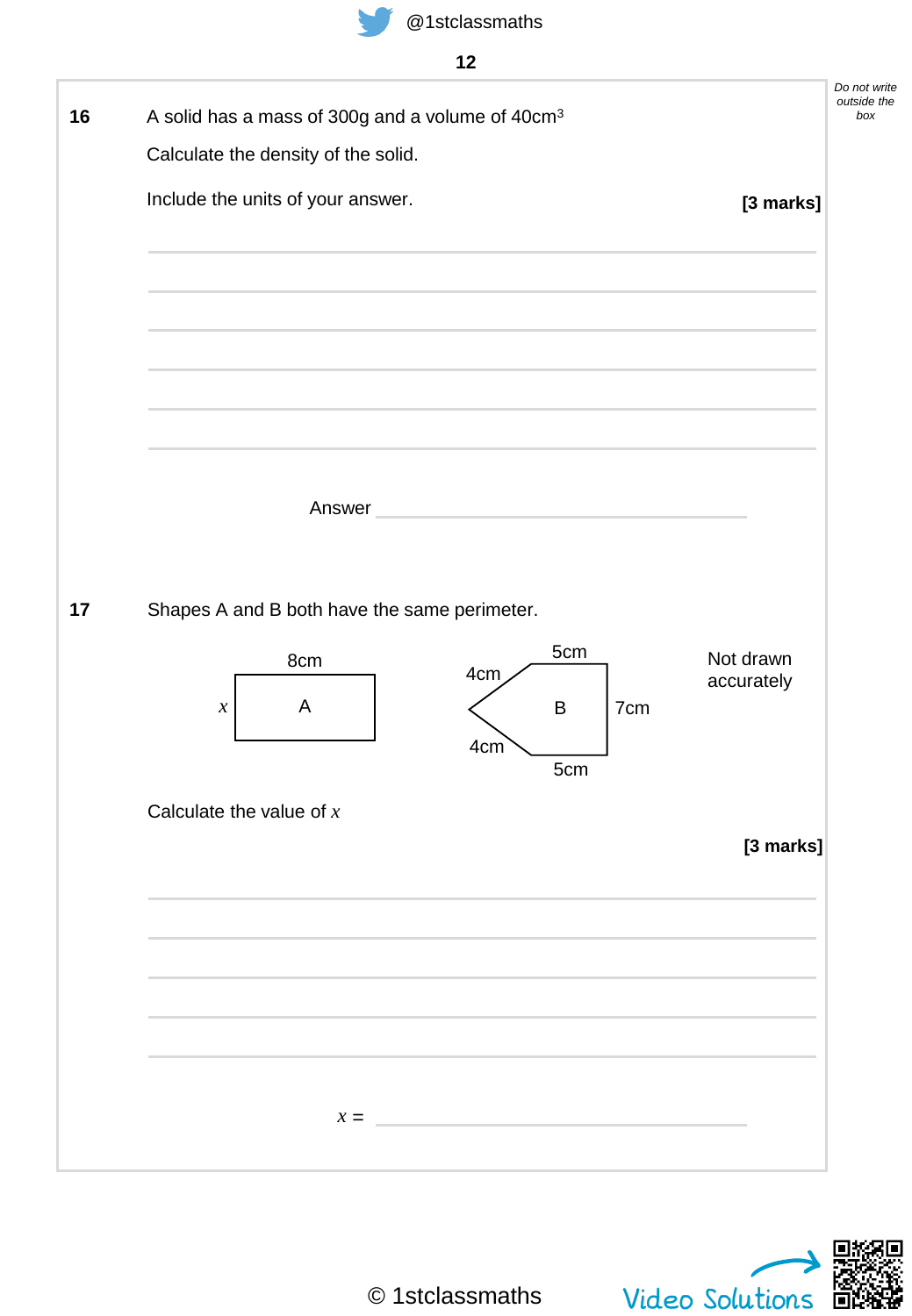**16** A solid has a mass of 300g and a volume of 40cm$^3$

Calculate the density of the solid.

Include the units of your answer. **[3 marks]**

Answer ______________________

**17** Shapes A and B both have the same perimeter.

Shape A: rectangle with top side 8cm and left side $x$

Shape B: pentagon with sides 5cm, 7cm, 5cm, 4cm, 4cm

Not drawn accurately

Calculate the value of $x$

**[3 marks]**

$x$ = ______________________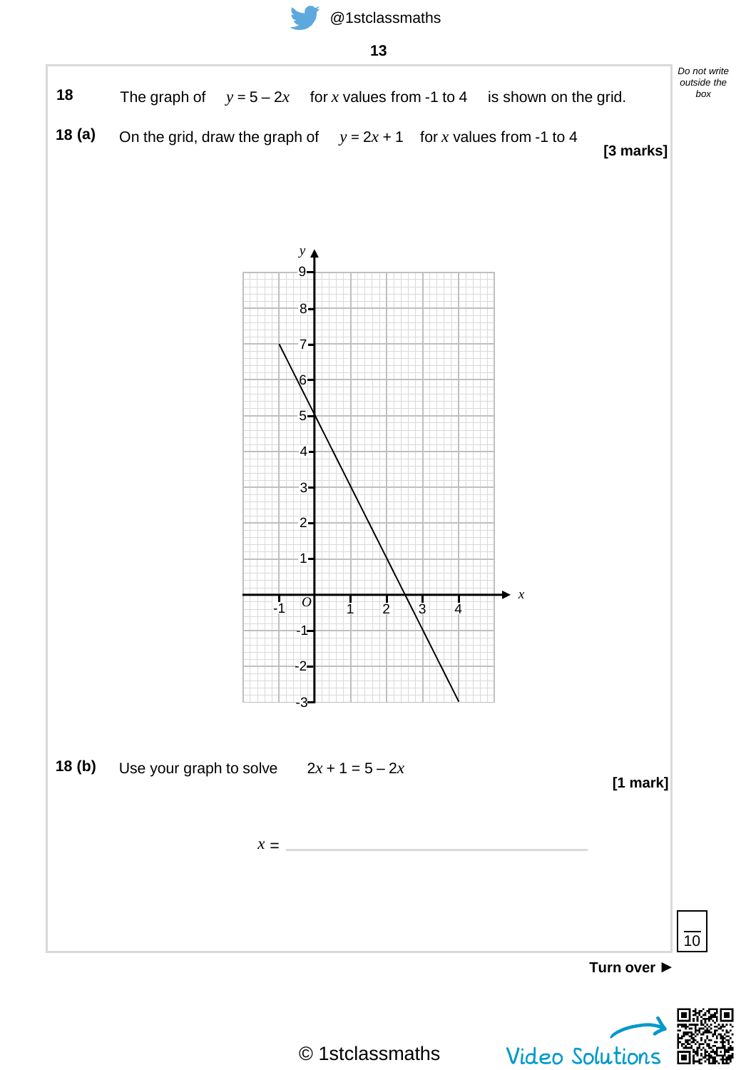**18** The graph of $y = 5 - 2x$ for $x$ values from -1 to 4 is shown on the grid.

**18 (a)** On the grid, draw the graph of $y = 2x + 1$ for $x$ values from -1 to 4

**[3 marks]**

**18 (b)** Use your graph to solve $2x + 1 = 5 - 2x$

**[1 mark]**

$x =$ ______________________________

10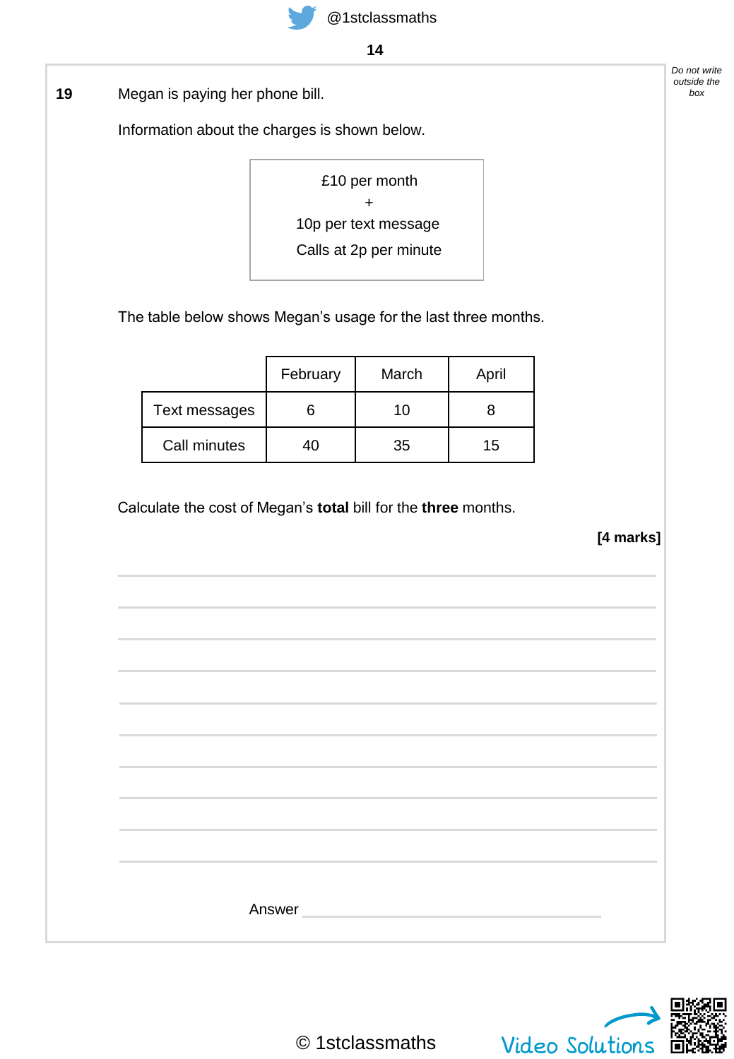**19** Megan is paying her phone bill.

Information about the charges is shown below.

> £10 per month
> +
> 10p per text message
> Calls at 2p per minute

The table below shows Megan's usage for the last three months.

| | February | March | April |
|---|---|---|---|
| Text messages | 6 | 10 | 8 |
| Call minutes | 40 | 35 | 15 |

Calculate the cost of Megan's **total** bill for the **three** months.

**[4 marks]**

Answer \_\_\_\_\_\_\_\_\_\_\_\_\_\_\_\_\_\_\_\_\_\_\_\_\_\_\_\_

© 1stclassmaths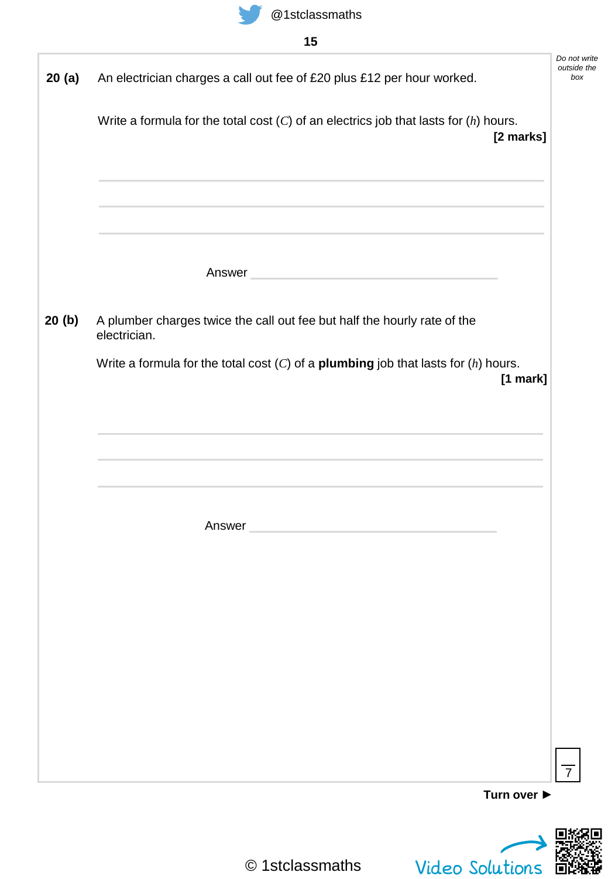**20 (a)** An electrician charges a call out fee of £20 plus £12 per hour worked.

Write a formula for the total cost ($C$) of an electrics job that lasts for ($h$) hours.

**[2 marks]**

Answer \_\_\_\_\_\_\_\_\_\_\_\_\_\_\_\_\_\_\_\_\_\_\_\_\_\_\_\_\_\_

**20 (b)** A plumber charges twice the call out fee but half the hourly rate of the electrician.

Write a formula for the total cost ($C$) of a **plumbing** job that lasts for ($h$) hours.

**[1 mark]**

Answer \_\_\_\_\_\_\_\_\_\_\_\_\_\_\_\_\_\_\_\_\_\_\_\_\_\_\_\_\_\_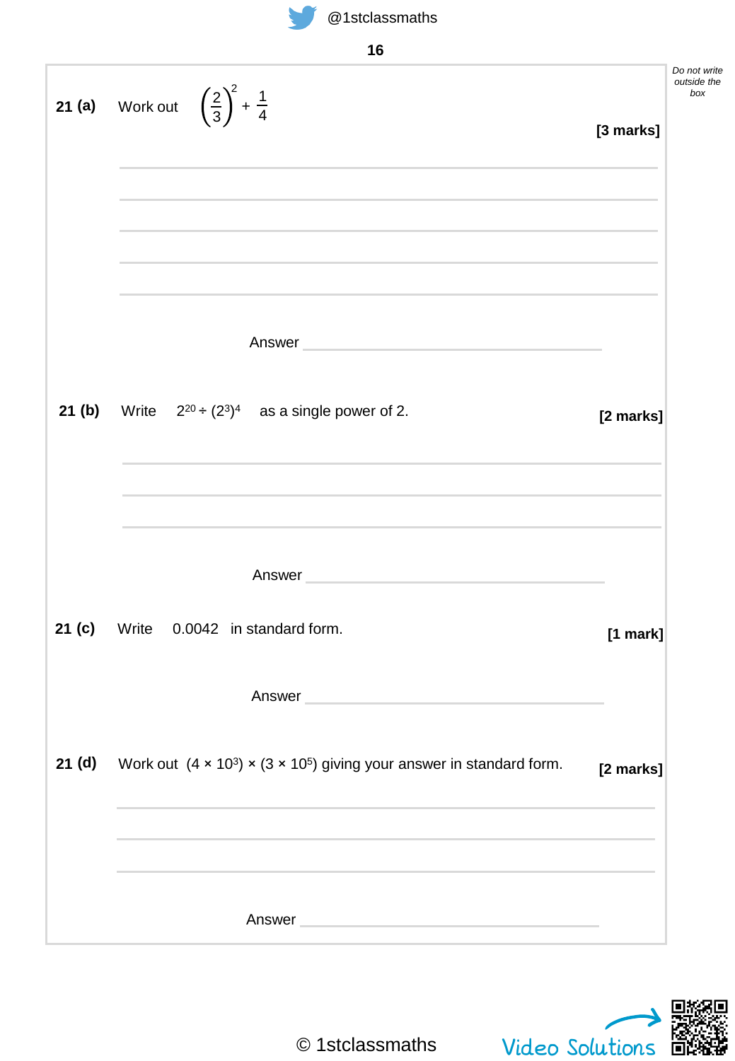**21 (a)** Work out $\left(\frac{2}{3}\right)^2 + \frac{1}{4}$ **[3 marks]**

Answer ______________________________

**21 (b)** Write $2^{20} \div (2^3)^4$ as a single power of 2. **[2 marks]**

Answer ______________________________

**21 (c)** Write 0.0042 in standard form. **[1 mark]**

Answer ______________________________

**21 (d)** Work out $(4 \times 10^3) \times (3 \times 10^5)$ giving your answer in standard form. **[2 marks]**

Answer ______________________________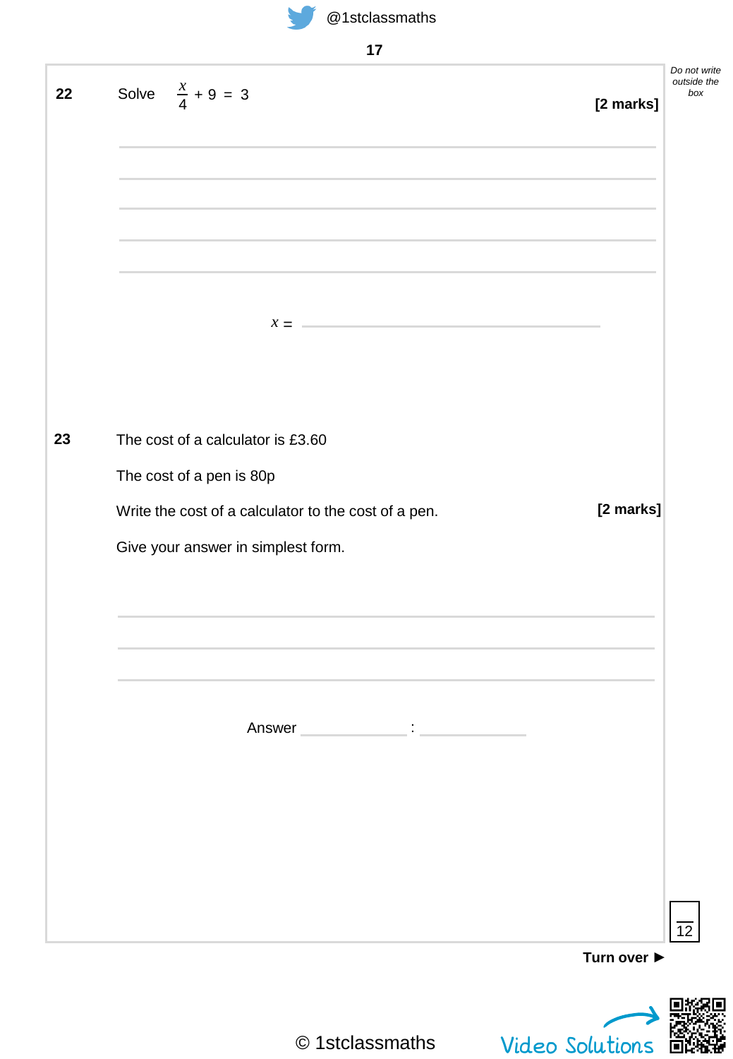**22** Solve $\frac{x}{4} + 9 = 3$

**[2 marks]**

$x =$ ____________________

**23** The cost of a calculator is £3.60

The cost of a pen is 80p

Write the cost of a calculator to the cost of a pen.

**[2 marks]**

Give your answer in simplest form.

Answer __________ : __________

Turn over ►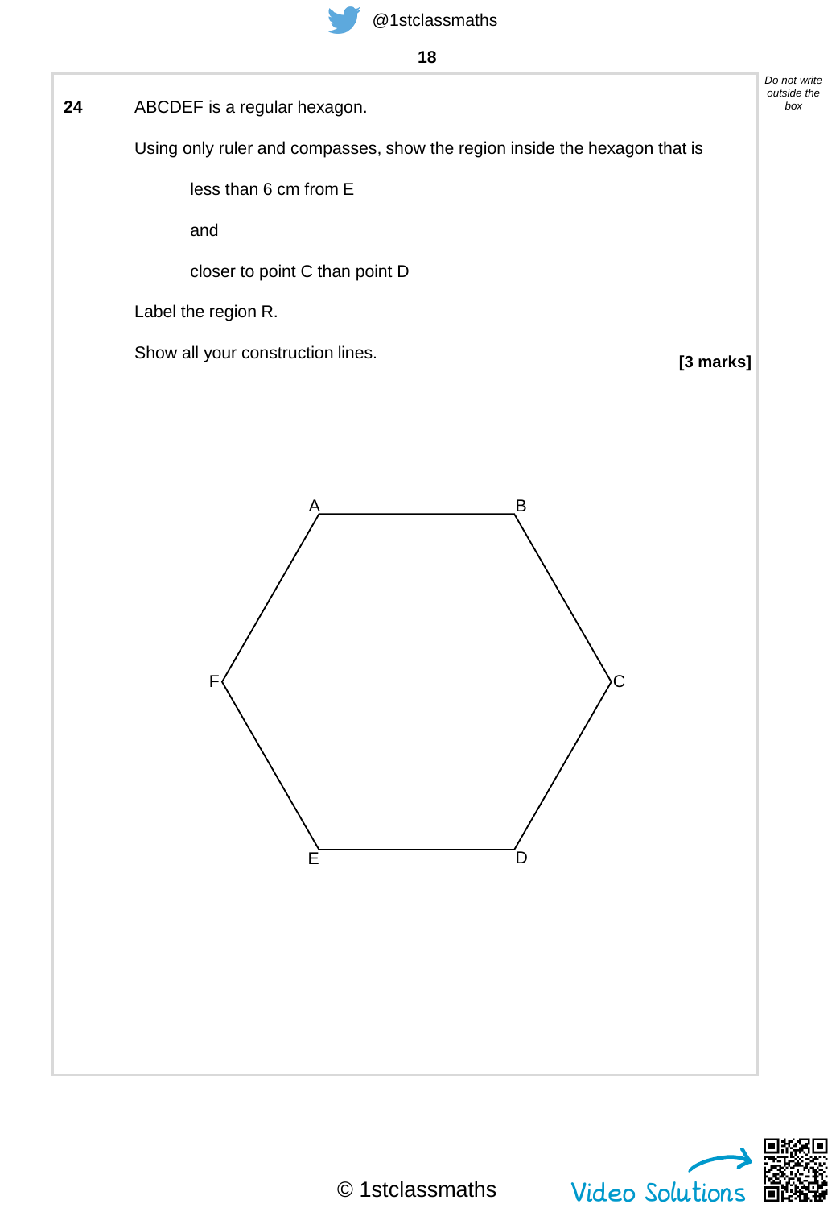**24** ABCDEF is a regular hexagon.

Using only ruler and compasses, show the region inside the hexagon that is

less than 6 cm from E

and

closer to point C than point D

Label the region R.

Show all your construction lines.

**[3 marks]**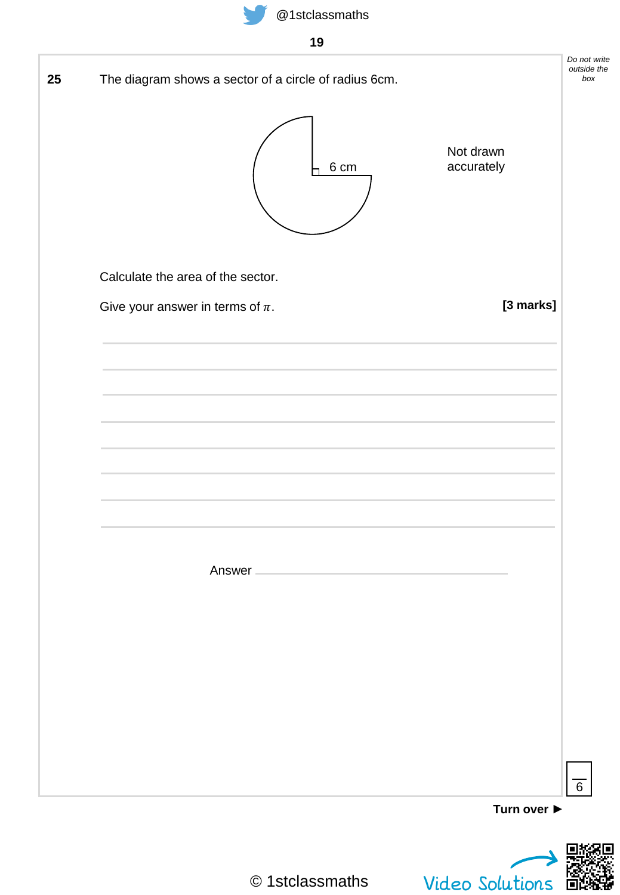**25** The diagram shows a sector of a circle of radius 6cm.

6 cm

Not drawn accurately

Calculate the area of the sector.

Give your answer in terms of $\pi$. **[3 marks]**

Answer ______________________

6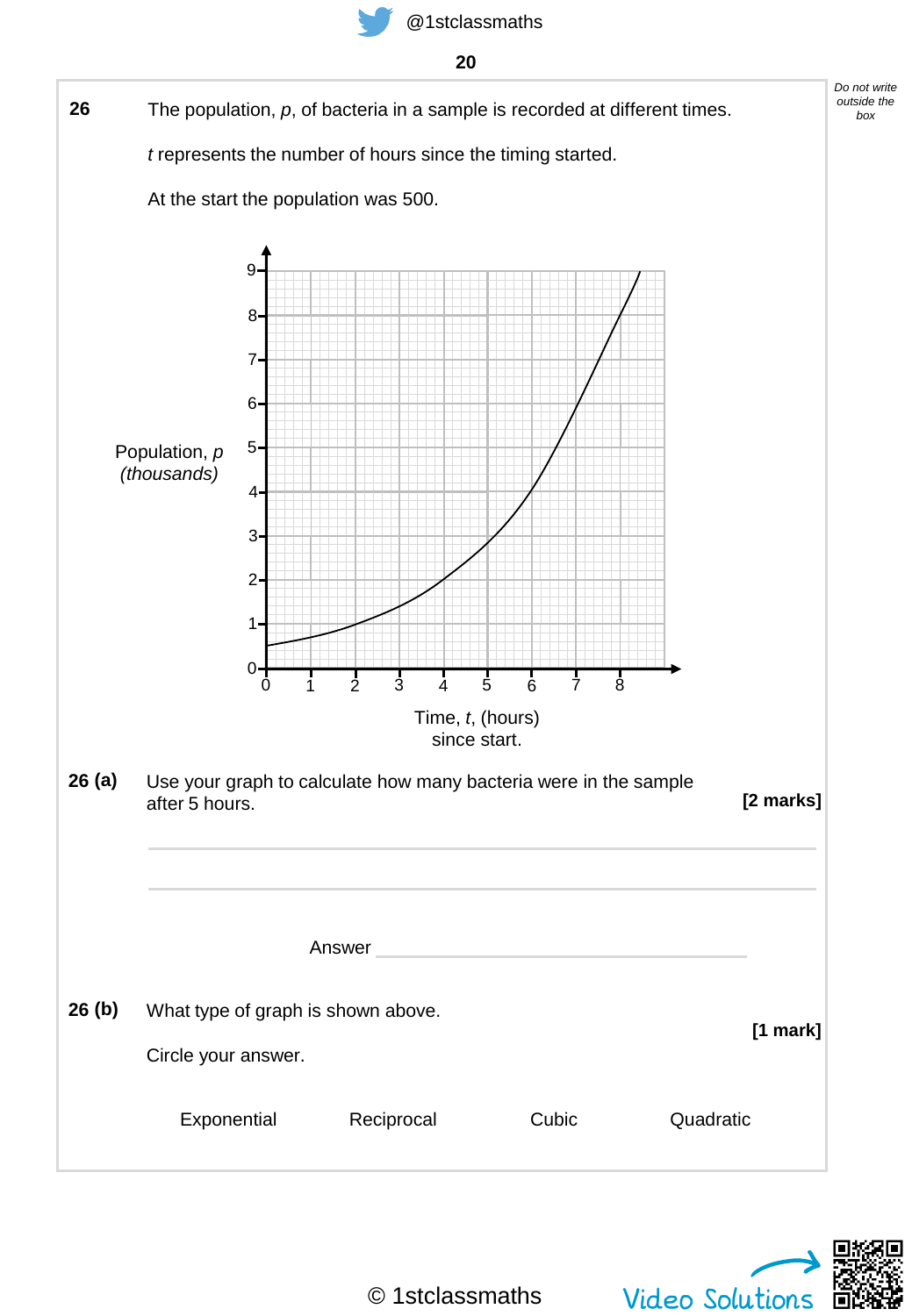**26** The population, $p$, of bacteria in a sample is recorded at different times.

$t$ represents the number of hours since the timing started.

At the start the population was 500.

**26 (a)** Use your graph to calculate how many bacteria were in the sample after 5 hours. **[2 marks]**

Answer ______________________________

**26 (b)** What type of graph is shown above. **[1 mark]**

Circle your answer.

Exponential    Reciprocal    Cubic    Quadratic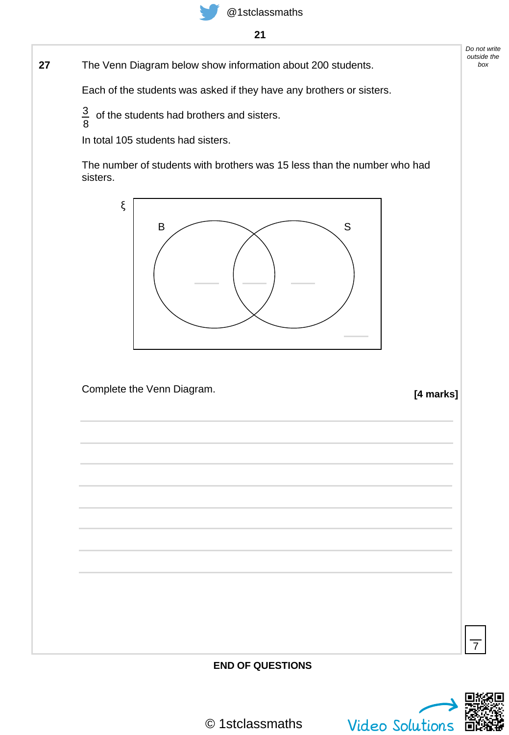**27** The Venn Diagram below show information about 200 students.

Each of the students was asked if they have any brothers or sisters.

$\frac{3}{8}$ of the students had brothers and sisters.

In total 105 students had sisters.

The number of students with brothers was 15 less than the number who had sisters.

ξ

B

S

Complete the Venn Diagram.

**[4 marks]**

END OF QUESTIONS

© 1stclassmaths

Video Solutions